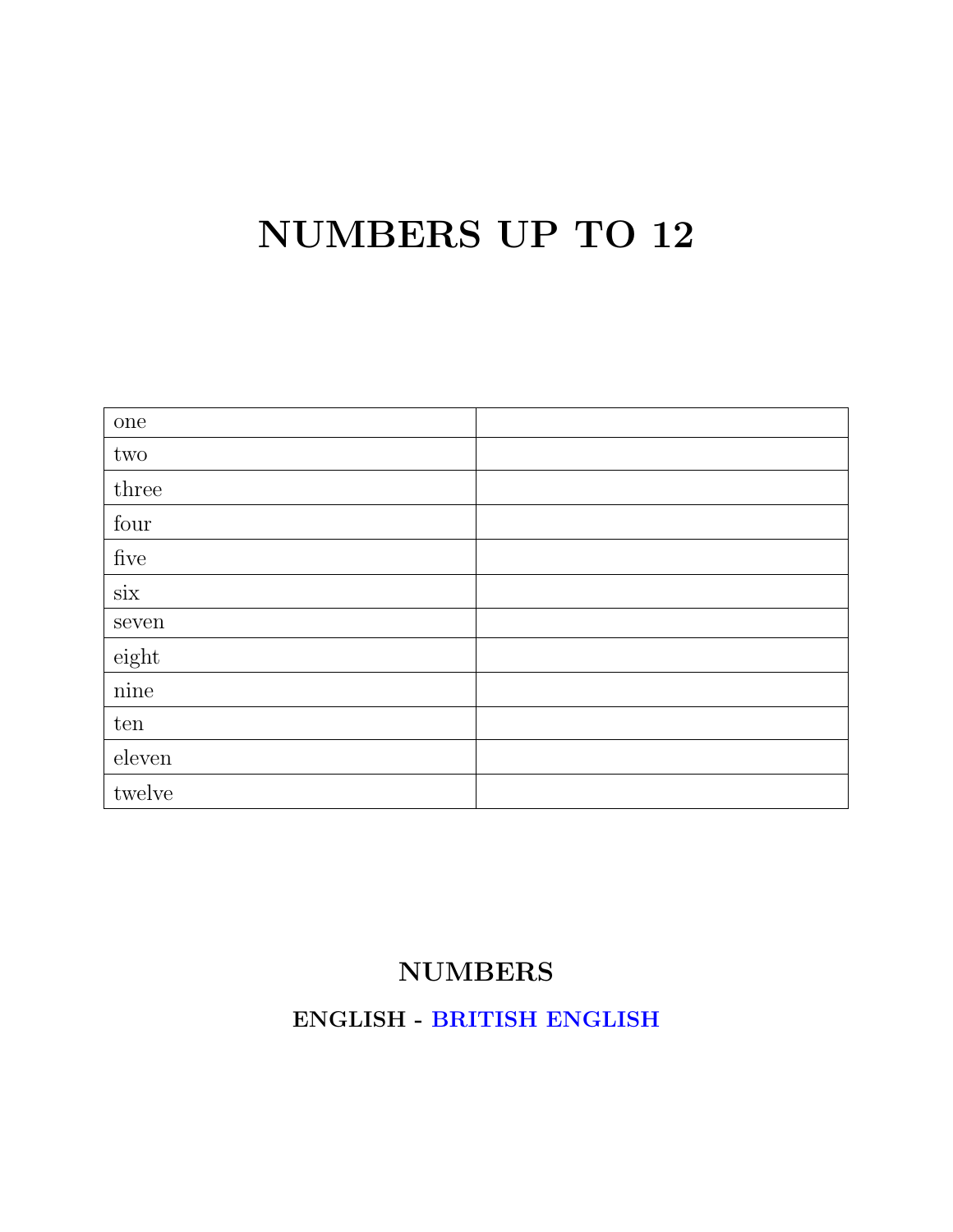# NUMBERS UP TO 12

| one | |
|---|---|
| two | |
| three | |
| four | |
| five | |
| six | |
| seven | |
| eight | |
| nine | |
| ten | |
| eleven | |
| twelve | |

## NUMBERS

### ENGLISH - BRITISH ENGLISH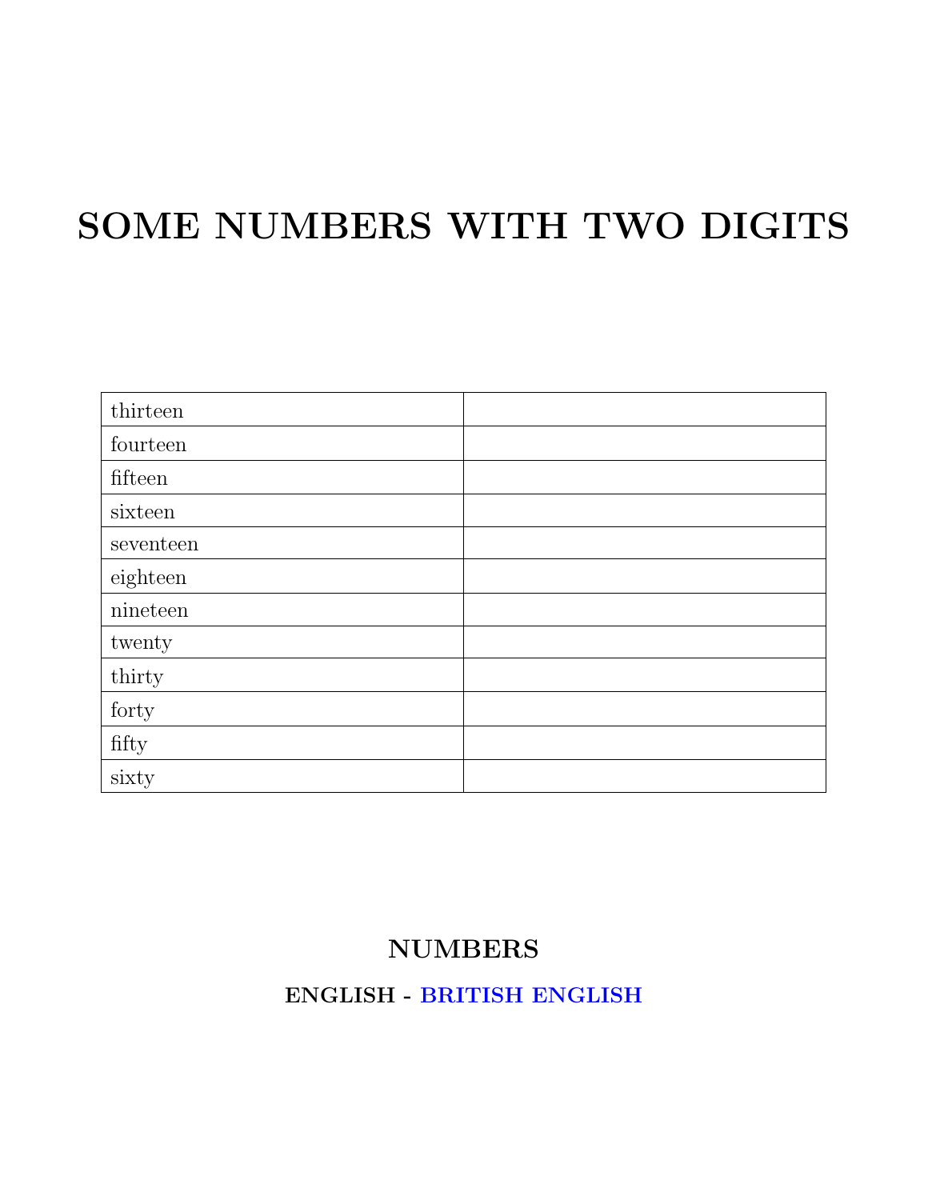# SOME NUMBERS WITH TWO DIGITS

| | |
|---|---|
| thirteen | |
| fourteen | |
| fifteen | |
| sixteen | |
| seventeen | |
| eighteen | |
| nineteen | |
| twenty | |
| thirty | |
| forty | |
| fifty | |
| sixty | |

## NUMBERS

### ENGLISH - BRITISH ENGLISH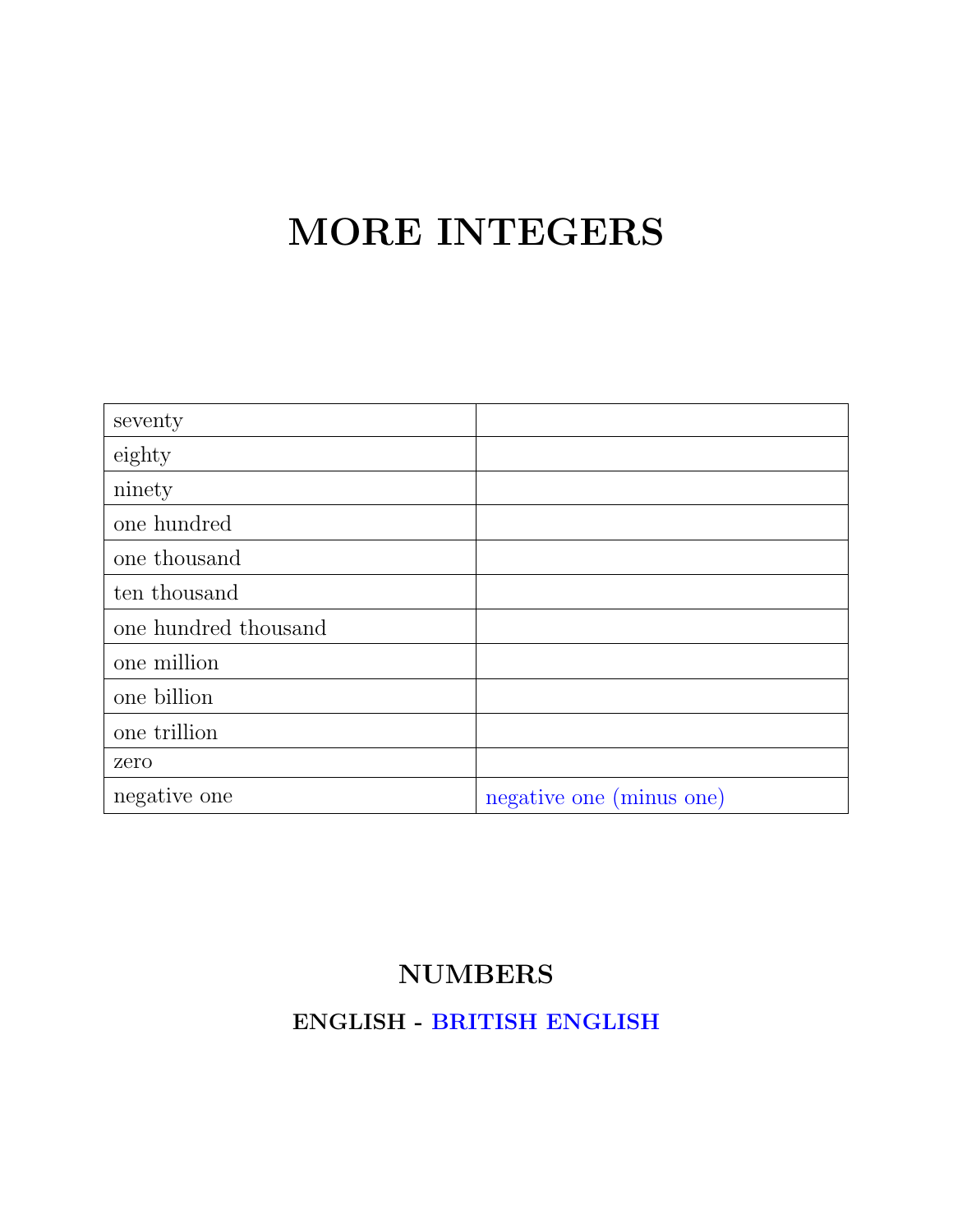# MORE INTEGERS

| | |
|---|---|
| seventy | |
| eighty | |
| ninety | |
| one hundred | |
| one thousand | |
| ten thousand | |
| one hundred thousand | |
| one million | |
| one billion | |
| one trillion | |
| zero | |
| negative one | negative one (minus one) |

## NUMBERS

### ENGLISH - BRITISH ENGLISH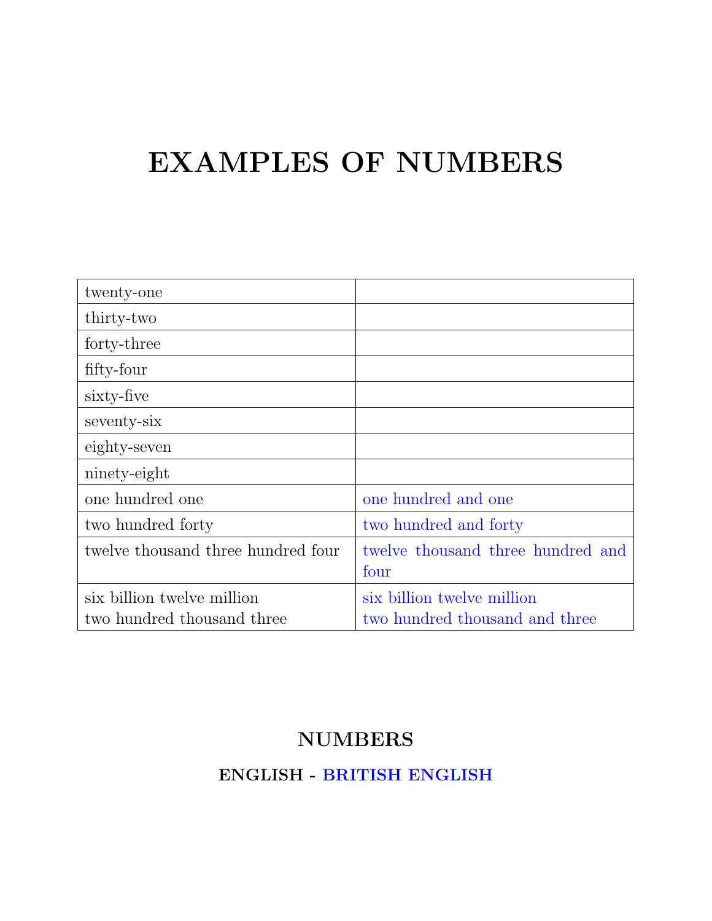# EXAMPLES OF NUMBERS

| | |
|---|---|
| twenty-one | |
| thirty-two | |
| forty-three | |
| fifty-four | |
| sixty-five | |
| seventy-six | |
| eighty-seven | |
| ninety-eight | |
| one hundred one | one hundred and one |
| two hundred forty | two hundred and forty |
| twelve thousand three hundred four | twelve thousand three hundred and four |
| six billion twelve million two hundred thousand three | six billion twelve million two hundred thousand and three |

## NUMBERS

### ENGLISH - BRITISH ENGLISH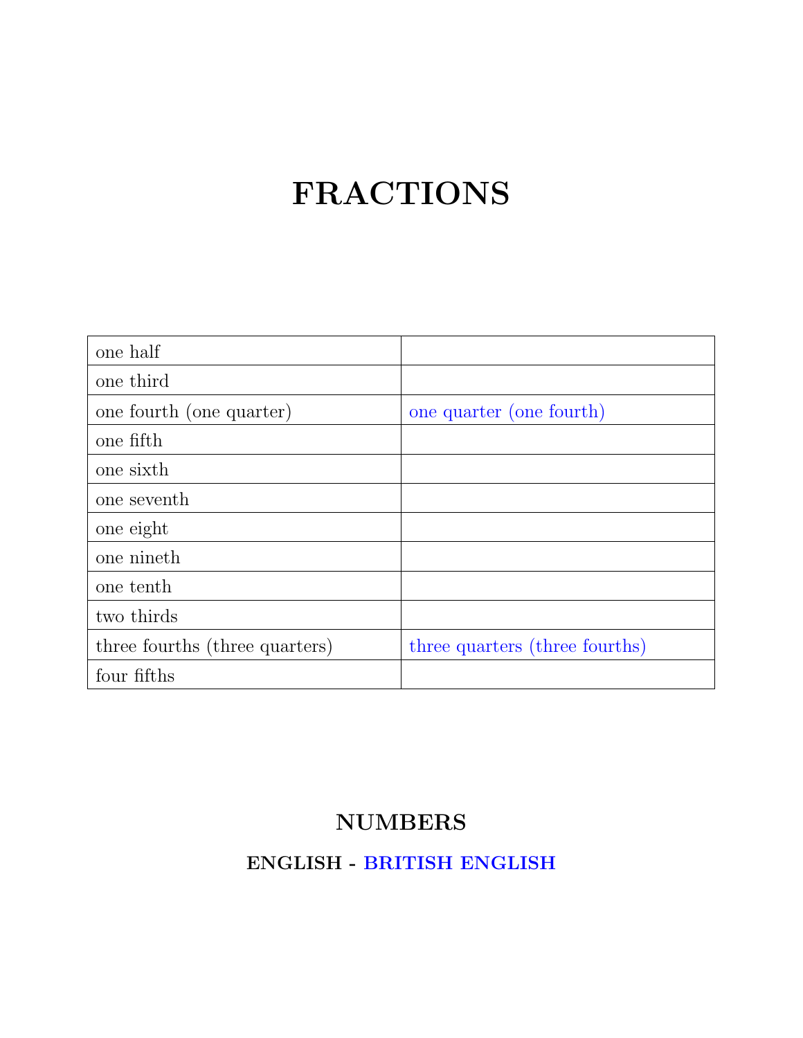# FRACTIONS

| | |
|---|---|
| one half | |
| one third | |
| one fourth (one quarter) | one quarter (one fourth) |
| one fifth | |
| one sixth | |
| one seventh | |
| one eight | |
| one nineth | |
| one tenth | |
| two thirds | |
| three fourths (three quarters) | three quarters (three fourths) |
| four fifths | |

## NUMBERS

### ENGLISH - BRITISH ENGLISH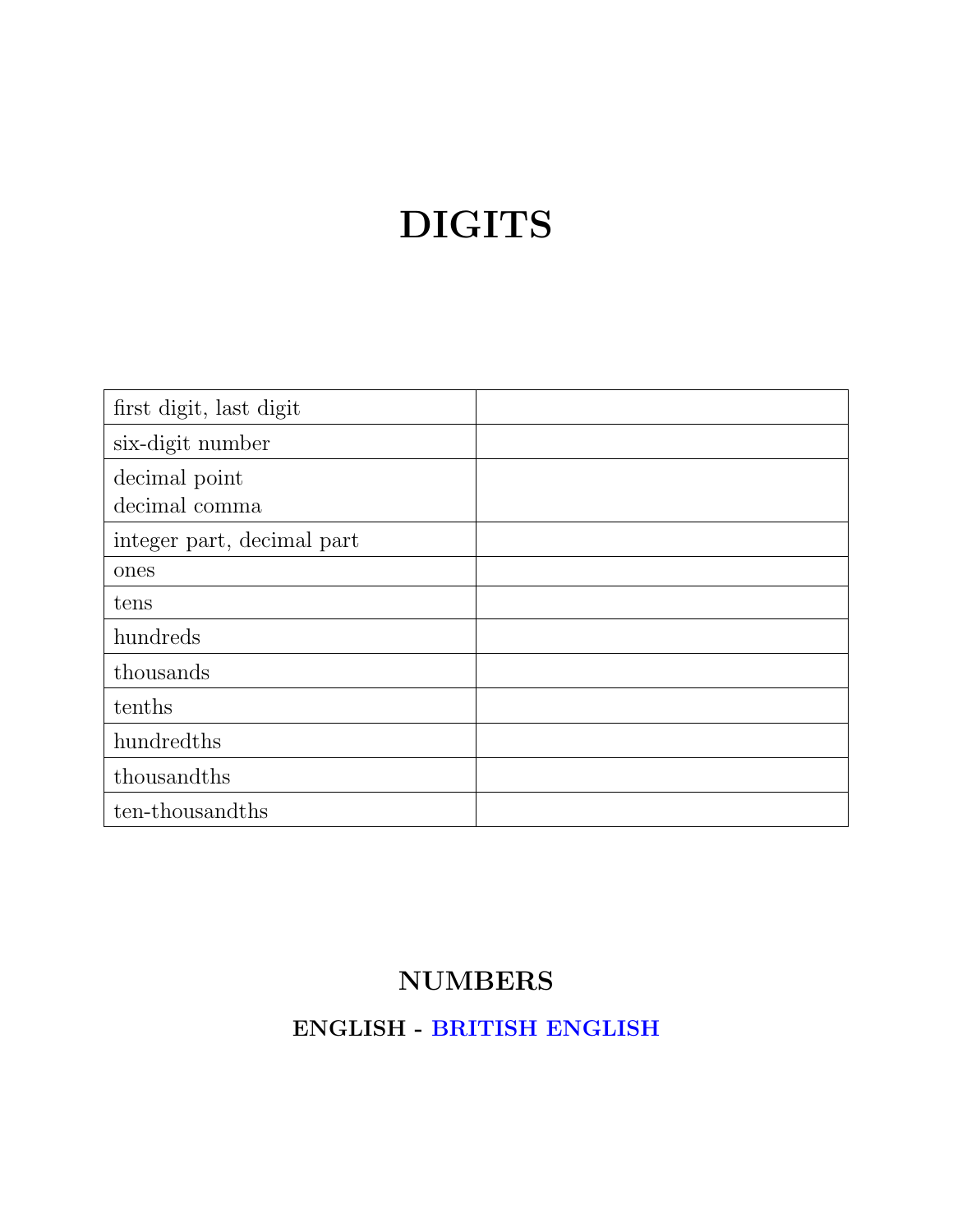# DIGITS

| | |
|---|---|
| first digit, last digit | |
| six-digit number | |
| decimal point<br>decimal comma | |
| integer part, decimal part | |
| ones | |
| tens | |
| hundreds | |
| thousands | |
| tenths | |
| hundredths | |
| thousandths | |
| ten-thousandths | |

## NUMBERS

### ENGLISH - BRITISH ENGLISH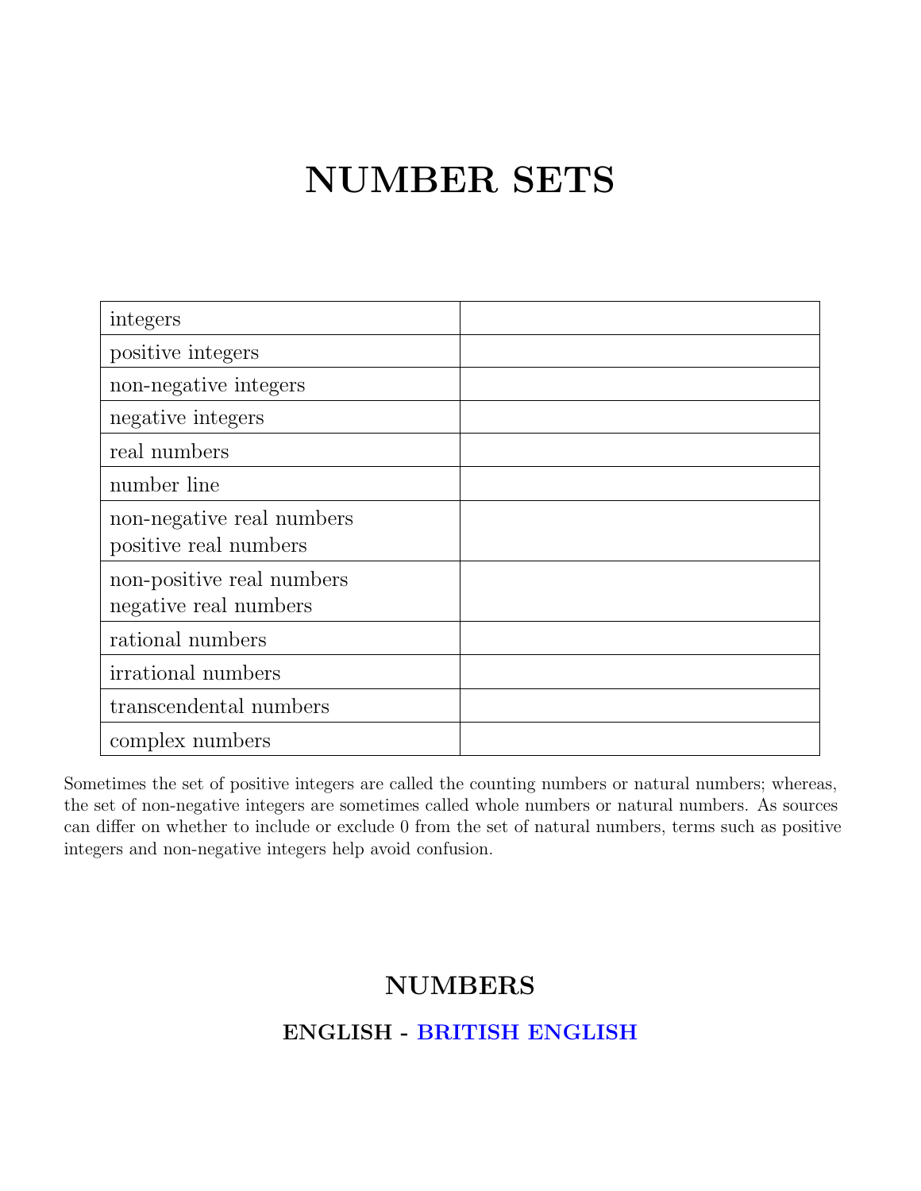# NUMBER SETS

| | |
|---|---|
| integers | |
| positive integers | |
| non-negative integers | |
| negative integers | |
| real numbers | |
| number line | |
| non-negative real numbers<br>positive real numbers | |
| non-positive real numbers<br>negative real numbers | |
| rational numbers | |
| irrational numbers | |
| transcendental numbers | |
| complex numbers | |

Sometimes the set of positive integers are called the counting numbers or natural numbers; whereas, the set of non-negative integers are sometimes called whole numbers or natural numbers. As sources can differ on whether to include or exclude 0 from the set of natural numbers, terms such as positive integers and non-negative integers help avoid confusion.

## NUMBERS

### ENGLISH - BRITISH ENGLISH